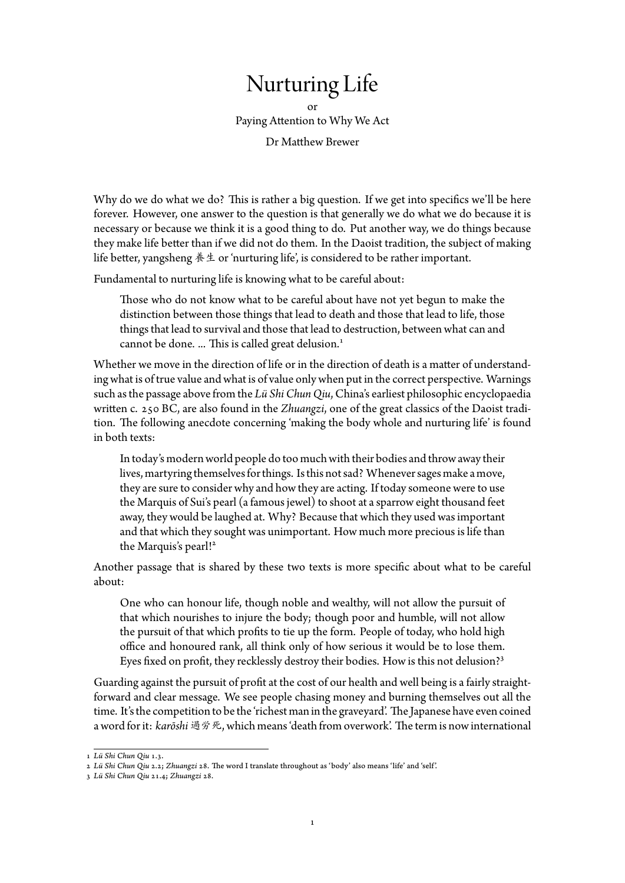# Nurturing Life

or

Paying Attention to Why We Act

Dr Matthew Brewer

Why do we do what we do? This is rather a big question. If we get into specifics we'll be here forever. However, one answer to the question is that generally we do what we do because it is necessary or because we think it is a good thing to do. Put another way, we do things because they make life better than if we did not do them. In the Daoist tradition, the subject of making life better, yangsheng 養生 or 'nurturing life', is considered to be rather important.

Fundamental to nurturing life is knowing what to be careful about:

> Those who do not know what to be careful about have not yet begun to make the distinction between those things that lead to death and those that lead to life, those things that lead to survival and those that lead to destruction, between what can and cannot be done. ... This is called great delusion.[1]

Whether we move in the direction of life or in the direction of death is a matter of understanding what is of true value and what is of value only when put in the correct perspective. Warnings such as the passage above from the *Lü Shi Chun Qiu*, China's earliest philosophic encyclopaedia written c. 250 BC, are also found in the *Zhuangzi*, one of the great classics of the Daoist tradition. The following anecdote concerning 'making the body whole and nurturing life' is found in both texts:

> In today's modern world people do too much with their bodies and throw away their lives, martyring themselves for things. Is this not sad? Whenever sages make a move, they are sure to consider why and how they are acting. If today someone were to use the Marquis of Sui's pearl (a famous jewel) to shoot at a sparrow eight thousand feet away, they would be laughed at. Why? Because that which they used was important and that which they sought was unimportant. How much more precious is life than the Marquis's pearl![2]

Another passage that is shared by these two texts is more specific about what to be careful about:

> One who can honour life, though noble and wealthy, will not allow the pursuit of that which nourishes to injure the body; though poor and humble, will not allow the pursuit of that which profits to tie up the form. People of today, who hold high office and honoured rank, all think only of how serious it would be to lose them. Eyes fixed on profit, they recklessly destroy their bodies. How is this not delusion?[3]

Guarding against the pursuit of profit at the cost of our health and well being is a fairly straightforward and clear message. We see people chasing money and burning themselves out all the time. It's the competition to be the 'richest man in the graveyard'. The Japanese have even coined a word for it: *karōshi* 過労死, which means 'death from overwork'. The term is now international

---

1. *Lü Shi Chun Qiu* 1.3.
2. *Lü Shi Chun Qiu* 2.2; *Zhuangzi* 28. The word I translate throughout as 'body' also means 'life' and 'self'.
3. *Lü Shi Chun Qiu* 21.4; *Zhuangzi* 28.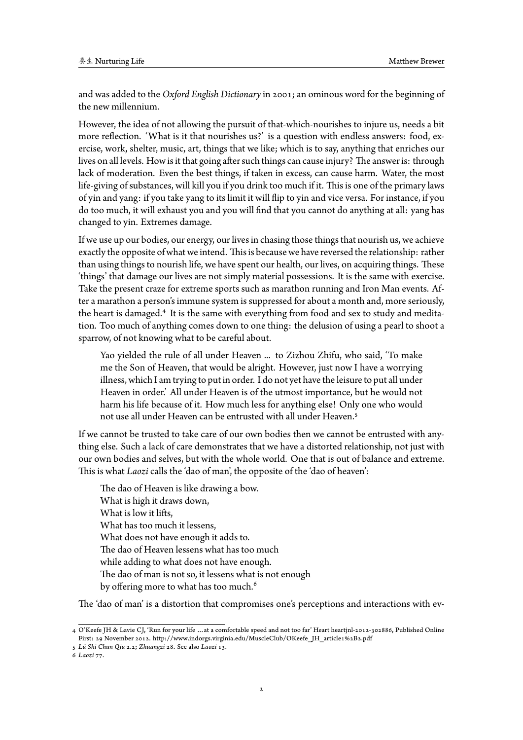and was added to the *Oxford English Dictionary* in 2001; an ominous word for the beginning of the new millennium.

However, the idea of not allowing the pursuit of that-which-nourishes to injure us, needs a bit more reflection. 'What is it that nourishes us?' is a question with endless answers: food, exercise, work, shelter, music, art, things that we like; which is to say, anything that enriches our lives on all levels. How is it that going after such things can cause injury? The answer is: through lack of moderation. Even the best things, if taken in excess, can cause harm. Water, the most life-giving of substances, will kill you if you drink too much if it. This is one of the primary laws of yin and yang: if you take yang to its limit it will flip to yin and vice versa. For instance, if you do too much, it will exhaust you and you will find that you cannot do anything at all: yang has changed to yin. Extremes damage.

If we use up our bodies, our energy, our lives in chasing those things that nourish us, we achieve exactly the opposite of what we intend. This is because we have reversed the relationship: rather than using things to nourish life, we have spent our health, our lives, on acquiring things. These 'things' that damage our lives are not simply material possessions. It is the same with exercise. Take the present craze for extreme sports such as marathon running and Iron Man events. After a marathon a person's immune system is suppressed for about a month and, more seriously, the heart is damaged.[4] It is the same with everything from food and sex to study and meditation. Too much of anything comes down to one thing: the delusion of using a pearl to shoot a sparrow, of not knowing what to be careful about.

> Yao yielded the rule of all under Heaven ... to Zizhou Zhifu, who said, 'To make me the Son of Heaven, that would be alright. However, just now I have a worrying illness, which I am trying to put in order. I do not yet have the leisure to put all under Heaven in order.' All under Heaven is of the utmost importance, but he would not harm his life because of it. How much less for anything else! Only one who would not use all under Heaven can be entrusted with all under Heaven.[5]

If we cannot be trusted to take care of our own bodies then we cannot be entrusted with anything else. Such a lack of care demonstrates that we have a distorted relationship, not just with our own bodies and selves, but with the whole world. One that is out of balance and extreme. This is what *Laozi* calls the 'dao of man', the opposite of the 'dao of heaven':

> The dao of Heaven is like drawing a bow.
> What is high it draws down,
> What is low it lifts,
> What has too much it lessens,
> What does not have enough it adds to.
> The dao of Heaven lessens what has too much
> while adding to what does not have enough.
> The dao of man is not so, it lessens what is not enough
> by offering more to what has too much.[6]

The 'dao of man' is a distortion that compromises one's perceptions and interactions with ev-

---

4 O'Keefe JH & Lavie CJ, 'Run for your life ... at a comfortable speed and not too far' Heart heartjnl-2012-302886, Published Online First: 29 November 2012. http://www.indorgs.virginia.edu/MuscleClub/OKeefe_JH_article1%2B2.pdf

5 *Lü Shi Chun Qiu* 2.2; *Zhuangzi* 28. See also *Laozi* 13.

6 *Laozi* 77.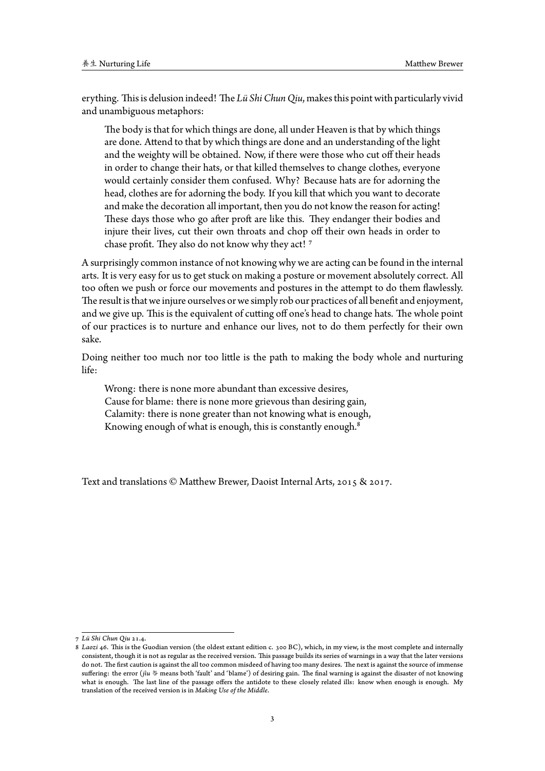erything. This is delusion indeed! The *Lü Shi Chun Qiu*, makes this point with particularly vivid and unambiguous metaphors:

> The body is that for which things are done, all under Heaven is that by which things are done. Attend to that by which things are done and an understanding of the light and the weighty will be obtained. Now, if there were those who cut off their heads in order to change their hats, or that killed themselves to change clothes, everyone would certainly consider them confused. Why? Because hats are for adorning the head, clothes are for adorning the body. If you kill that which you want to decorate and make the decoration all important, then you do not know the reason for acting! These days those who go after proft are like this. They endanger their bodies and injure their lives, cut their own throats and chop off their own heads in order to chase profit. They also do not know why they act! [7]

A surprisingly common instance of not knowing why we are acting can be found in the internal arts. It is very easy for us to get stuck on making a posture or movement absolutely correct. All too often we push or force our movements and postures in the attempt to do them flawlessly. The result is that we injure ourselves or we simply rob our practices of all benefit and enjoyment, and we give up. This is the equivalent of cutting off one's head to change hats. The whole point of our practices is to nurture and enhance our lives, not to do them perfectly for their own sake.

Doing neither too much nor too little is the path to making the body whole and nurturing life:

> Wrong: there is none more abundant than excessive desires,
> Cause for blame: there is none more grievous than desiring gain,
> Calamity: there is none greater than not knowing what is enough,
> Knowing enough of what is enough, this is constantly enough.[8]

Text and translations © Matthew Brewer, Daoist Internal Arts, 2015 & 2017.

---

7 *Lü Shi Chun Qiu* 21.4.

8 *Laozi* 46. This is the Guodian version (the oldest extant edition c. 300 BC), which, in my view, is the most complete and internally consistent, though it is not as regular as the received version. This passage builds its series of warnings in a way that the later versions do not. The first caution is against the all too common misdeed of having too many desires. The next is against the source of immense suffering: the error (*jiu* 咎 means both 'fault' and 'blame') of desiring gain. The final warning is against the disaster of not knowing what is enough. The last line of the passage offers the antidote to these closely related ills: know when enough is enough. My translation of the received version is in *Making Use of the Middle*.